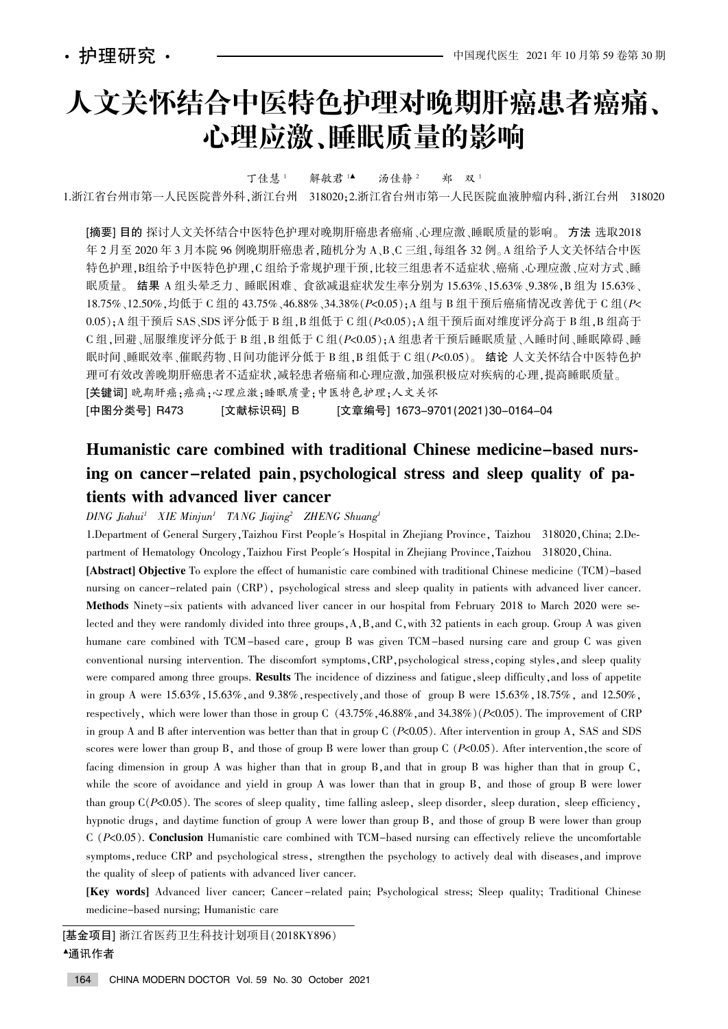·护理研究·

# 人文关怀结合中医特色护理对晚期肝癌患者癌痛、心理应激、睡眠质量的影响

丁佳慧[1]　解敏君[1▲]　汤佳静[2]　郑　双[1]

1.浙江省台州市第一人民医院普外科,浙江台州　318020;2.浙江省台州市第一人民医院血液肿瘤内科,浙江台州　318020

**[摘要] 目的** 探讨人文关怀结合中医特色护理对晚期肝癌患者癌痛、心理应激、睡眠质量的影响。**方法** 选取2018年2月至2020年3月本院96例晚期肝癌患者,随机分为A、B、C三组,每组各32例。A组给予人文关怀结合中医特色护理,B组给予中医特色护理,C组给予常规护理干预,比较三组患者不适症状、癌痛、心理应激、应对方式、睡眠质量。**结果** A组头晕乏力、睡眠困难、食欲减退症状发生率分别为15.63%、15.63%、9.38%,B组为15.63%、18.75%、12.50%,均低于C组的43.75%、46.88%、34.38%($P$<0.05);A组与B组干预后癌痛情况改善优于C组($P$<0.05);A组干预后SAS、SDS评分低于B组,B组低于C组($P$<0.05);A组干预后面对维度评分高于B组,B组高于C组,回避、屈服维度评分低于B组,B组低于C组($P$<0.05);A组患者干预后睡眠质量、入睡时间、睡眠障碍、睡眠时间、睡眠效率、催眠药物、日间功能评分低于B组,B组低于C组($P$<0.05)。**结论** 人文关怀结合中医特色护理可有效改善晚期肝癌患者不适症状,减轻患者癌痛和心理应激,加强积极应对疾病的心理,提高睡眠质量。

**[关键词]** 晚期肝癌;癌痛;心理应激;睡眠质量;中医特色护理;人文关怀

**[中图分类号]** R473　　**[文献标识码]** B　　**[文章编号]** 1673-9701(2021)30-0164-04

## Humanistic care combined with traditional Chinese medicine-based nursing on cancer-related pain, psychological stress and sleep quality of patients with advanced liver cancer

*DING Jiahui[1]　XIE Minjun[1]　TANG Jiajing[2]　ZHENG Shuang[1]*

1.Department of General Surgery, Taizhou First People's Hospital in Zhejiang Province, Taizhou　318020, China; 2.Department of Hematology Oncology, Taizhou First People's Hospital in Zhejiang Province, Taizhou　318020, China.

**[Abstract] Objective** To explore the effect of humanistic care combined with traditional Chinese medicine (TCM)-based nursing on cancer-related pain (CRP), psychological stress and sleep quality in patients with advanced liver cancer. **Methods** Ninety-six patients with advanced liver cancer in our hospital from February 2018 to March 2020 were selected and they were randomly divided into three groups, A, B, and C, with 32 patients in each group. Group A was given humane care combined with TCM-based care, group B was given TCM-based nursing care and group C was given conventional nursing intervention. The discomfort symptoms, CRP, psychological stress, coping styles, and sleep quality were compared among three groups. **Results** The incidence of dizziness and fatigue, sleep difficulty, and loss of appetite in group A were 15.63%, 15.63%, and 9.38%, respectively, and those of group B were 15.63%, 18.75%, and 12.50%, respectively, which were lower than those in group C (43.75%, 46.88%, and 34.38%)($P$<0.05). The improvement of CRP in group A and B after intervention was better than that in group C ($P$<0.05). After intervention in group A, SAS and SDS scores were lower than group B, and those of group B were lower than group C ($P$<0.05). After intervention, the score of facing dimension in group A was higher than that in group B, and that in group B was higher than that in group C, while the score of avoidance and yield in group A was lower than that in group B, and those of group B were lower than group C($P$<0.05). The scores of sleep quality, time falling asleep, sleep disorder, sleep duration, sleep efficiency, hypnotic drugs, and daytime function of group A were lower than group B, and those of group B were lower than group C ($P$<0.05). **Conclusion** Humanistic care combined with TCM-based nursing can effectively relieve the uncomfortable symptoms, reduce CRP and psychological stress, strengthen the psychology to actively deal with diseases, and improve the quality of sleep of patients with advanced liver cancer.

**[Key words]** Advanced liver cancer; Cancer-related pain; Psychological stress; Sleep quality; Traditional Chinese medicine-based nursing; Humanistic care

---

**[基金项目]** 浙江省医药卫生科技计划项目(2018KY896)

▲通讯作者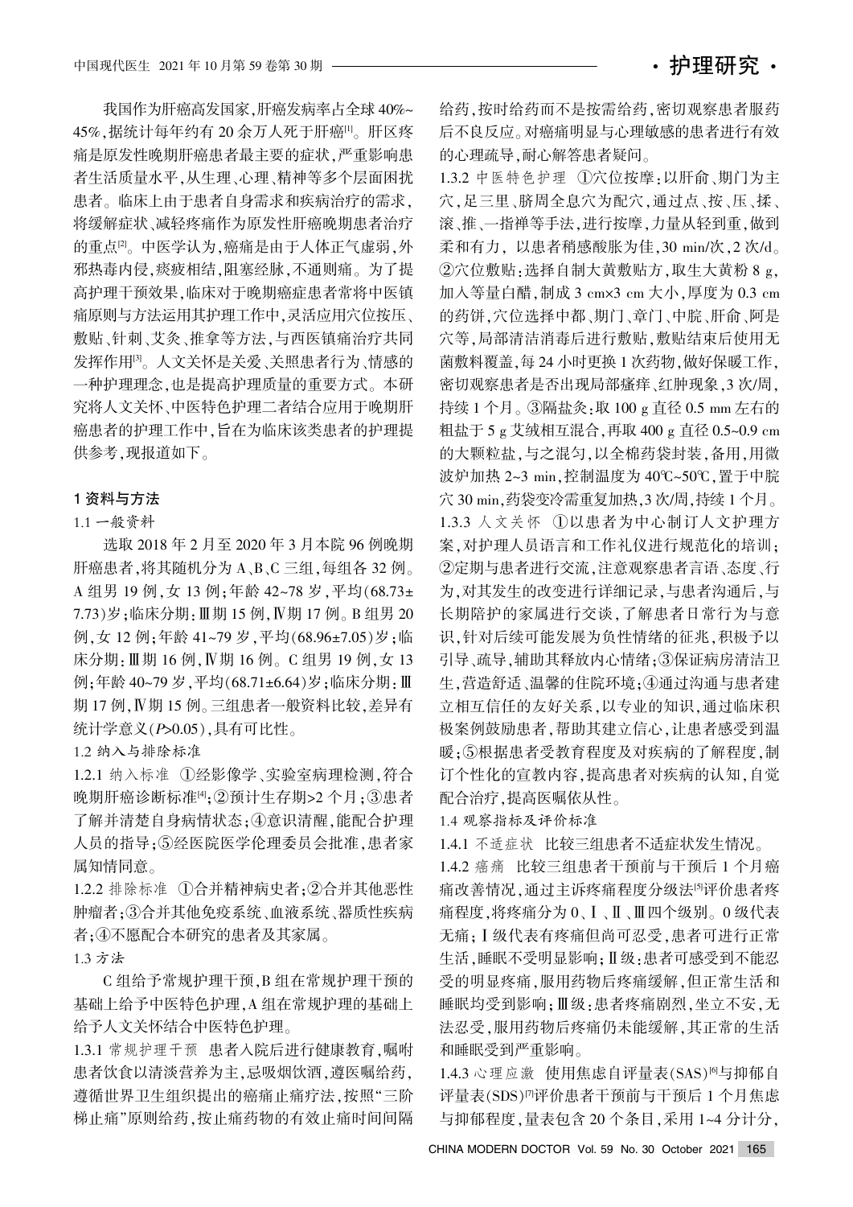我国作为肝癌高发国家，肝癌发病率占全球40%~45%，据统计每年约有20余万人死于肝癌[1]。肝区疼痛是原发性晚期肝癌患者最主要的症状，严重影响患者生活质量水平，从生理、心理、精神等多个层面困扰患者。临床上由于患者自身需求和疾病治疗的需求，将缓解症状、减轻疼痛作为原发性肝癌晚期患者治疗的重点[2]。中医学认为，癌痛是由于人体正气虚弱，外邪热毒内侵，痰疲相结，阻塞经脉，不通则痛。为了提高护理干预效果，临床对于晚期癌症患者常将中医镇痛原则与方法运用其护理工作中，灵活应用穴位按压、敷贴、针刺、艾灸、推拿等方法，与西医镇痛治疗共同发挥作用[3]。人文关怀是关爱、关照患者行为、情感的一种护理理念，也是提高护理质量的重要方式。本研究将人文关怀、中医特色护理二者结合应用于晚期肝癌患者的护理工作中，旨在为临床该类患者的护理提供参考，现报道如下。

## 1 资料与方法

### 1.1 一般资料

选取2018年2月至2020年3月本院96例晚期肝癌患者，将其随机分为A、B、C三组，每组各32例。A组男19例，女13例；年龄42~78岁，平均(68.73±7.73)岁；临床分期：Ⅲ期15例，Ⅳ期17例。B组男20例，女12例；年龄41~79岁，平均(68.96±7.05)岁；临床分期：Ⅲ期16例，Ⅳ期16例。C组男19例，女13例；年龄40~79岁，平均(68.71±6.64)岁；临床分期：Ⅲ期17例，Ⅳ期15例。三组患者一般资料比较，差异有统计学意义($P>0.05$)，具有可比性。

### 1.2 纳入与排除标准

1.2.1 纳入标准 ①经影像学、实验室病理检测，符合晚期肝癌诊断标准[4]；②预计生存期>2个月；③患者了解并清楚自身病情状态；④意识清醒，能配合护理人员的指导；⑤经医院医学伦理委员会批准，患者家属知情同意。

1.2.2 排除标准 ①合并精神病史者；②合并其他恶性肿瘤者；③合并其他免疫系统、血液系统、器质性疾病者；④不愿配合本研究的患者及其家属。

### 1.3 方法

C组给予常规护理干预，B组在常规护理干预的基础上给予中医特色护理，A组在常规护理的基础上给予人文关怀结合中医特色护理。

1.3.1 常规护理干预 患者入院后进行健康教育，嘱咐患者饮食以清淡营养为主，忌吸烟饮酒，遵医嘱给药，遵循世界卫生组织提出的癌痛止痛疗法，按照"三阶梯止痛"原则给药，按止痛药物的有效止痛时间间隔给药，按时给药而不是按需给药，密切观察患者服药后不良反应。对癌痛明显与心理敏感的患者进行有效的心理疏导，耐心解答患者疑问。

1.3.2 中医特色护理 ①穴位按摩：以肝俞、期门为主穴，足三里、脐周全息穴为配穴，通过点、按、压、揉、滚、推、一指禅等手法，进行按摩，力量从轻到重，做到柔和有力，以患者稍感酸胀为佳，30 min/次，2次/d。②穴位敷贴：选择自制大黄敷贴方，取生大黄粉8 g，加入等量白醋，制成3 cm×3 cm大小，厚度为0.3 cm的药饼，穴位选择中都、期门、章门、中脘、肝俞、阿是穴等，局部清洁消毒后进行敷贴，敷贴结束后使用无菌敷料覆盖，每24小时更换1次药物，做好保暖工作，密切观察患者是否出现局部瘙痒、红肿现象，3次/周，持续1个月。③隔盐灸：取100 g直径0.5 mm左右的粗盐于5 g艾绒相互混合，再取400 g直径0.5~0.9 cm的大颗粒盐，与之混匀，以全棉药袋封装，备用，用微波炉加热2~3 min，控制温度为40℃~50℃，置于中脘穴30 min，药袋变冷需重复加热，3次/周，持续1个月。

1.3.3 人文关怀 ①以患者为中心制订人文护理方案，对护理人员语言和工作礼仪进行规范化的培训；②定期与患者进行交流，注意观察患者言语、态度、行为，对其发生的改变进行详细记录，与患者沟通后，与长期陪护的家属进行交谈，了解患者日常行为与意识，针对后续可能发展为负性情绪的征兆，积极予以引导、疏导，辅助其释放内心情绪；③保证病房清洁卫生，营造舒适、温馨的住院环境；④通过沟通与患者建立相互信任的友好关系，以专业的知识，通过临床积极案例鼓励患者，帮助其建立信心，让患者感受到温暖；⑤根据患者受教育程度及对疾病的了解程度，制订个性化的宣教内容，提高患者对疾病的认知，自觉配合治疗，提高医嘱依从性。

### 1.4 观察指标及评价标准

1.4.1 不适症状 比较三组患者不适症状发生情况。

1.4.2 癌痛 比较三组患者干预前与干预后1个月癌痛改善情况，通过主诉疼痛程度分级法[5]评价患者疼痛程度，将疼痛分为0、Ⅰ、Ⅱ、Ⅲ四个级别。0级代表无痛；Ⅰ级代表有疼痛但尚可忍受，患者可进行正常生活，睡眠不受明显影响；Ⅱ级：患者可感受到不能忍受的明显疼痛，服用药物后疼痛缓解，但正常生活和睡眠均受到影响；Ⅲ级：患者疼痛剧烈，坐立不安，无法忍受，服用药物后疼痛仍未能缓解，其正常的生活和睡眠受到严重影响。

1.4.3 心理应激 使用焦虑自评量表(SAS)[6]与抑郁自评量表(SDS)[7]评价患者干预前与干预后1个月焦虑与抑郁程度，量表包含20个条目，采用1~4分计分，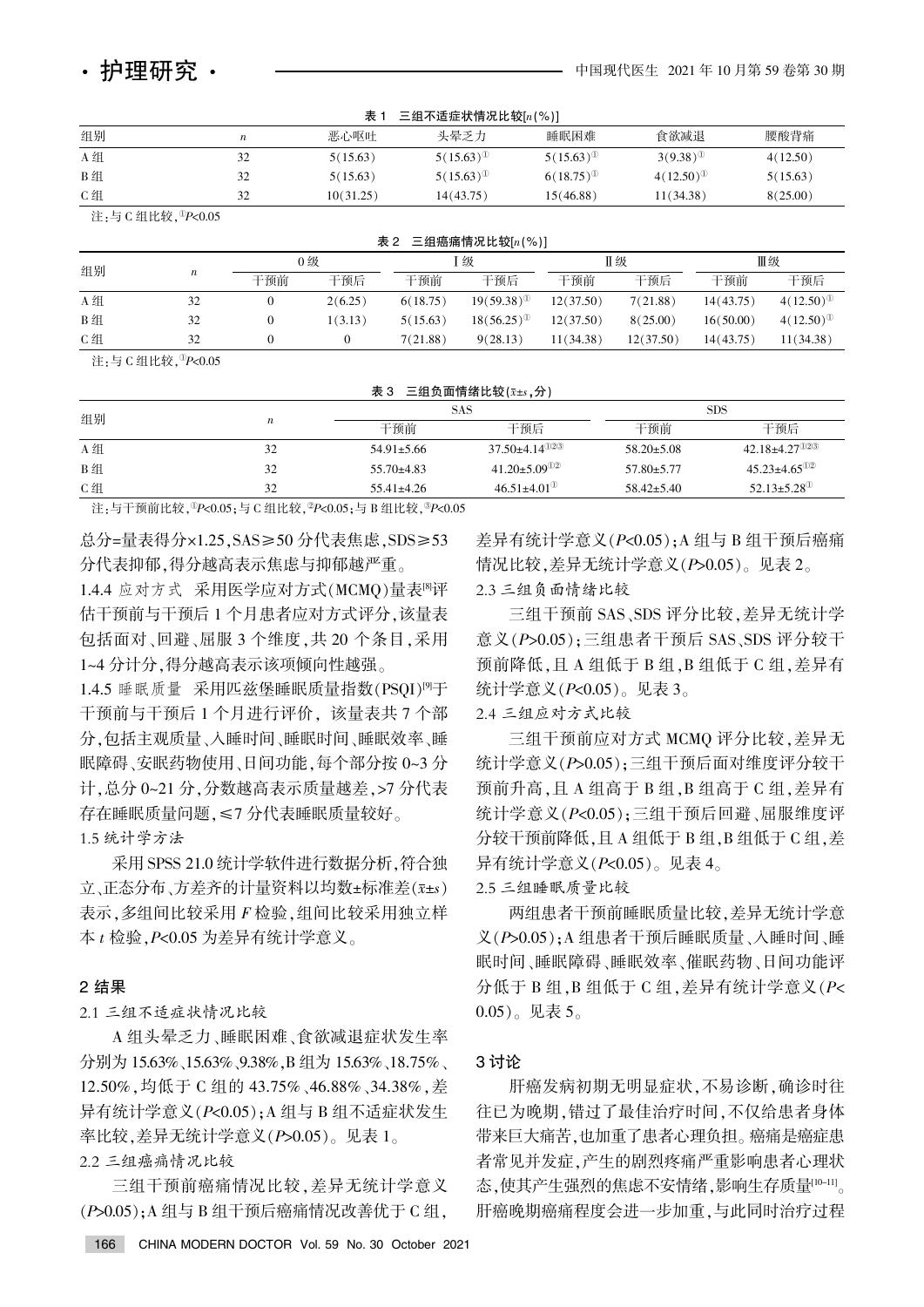表 1 三组不适症状情况比较[n(%)]

| 组别 | n | 恶心呕吐 | 头晕乏力 | 睡眠困难 | 食欲减退 | 腰酸背痛 |
|---|---|---|---|---|---|---|
| A 组 | 32 | 5(15.63) | 5(15.63)① | 5(15.63)① | 3(9.38)① | 4(12.50) |
| B 组 | 32 | 5(15.63) | 5(15.63)① | 6(18.75)① | 4(12.50)① | 5(15.63) |
| C 组 | 32 | 10(31.25) | 14(43.75) | 15(46.88) | 11(34.38) | 8(25.00) |

注：与 C 组比较，①$P<0.05$

表 2 三组癌痛情况比较[n(%)]

| 组别 | n | 0 级 | | Ⅰ级 | | Ⅱ级 | | Ⅲ级 | |
|---|---|---|---|---|---|---|---|---|---|
| | | 干预前 | 干预后 | 干预前 | 干预后 | 干预前 | 干预后 | 干预前 | 干预后 |
| A 组 | 32 | 0 | 2(6.25) | 6(18.75) | 19(59.38)① | 12(37.50) | 7(21.88) | 14(43.75) | 4(12.50)① |
| B 组 | 32 | 0 | 1(3.13) | 5(15.63) | 18(56.25)① | 12(37.50) | 8(25.00) | 16(50.00) | 4(12.50)① |
| C 组 | 32 | 0 | 0 | 7(21.88) | 9(28.13) | 11(34.38) | 12(37.50) | 14(43.75) | 11(34.38) |

注：与 C 组比较，①$P<0.05$

表 3 三组负面情绪比较($\bar{x}\pm s$，分)

| 组别 | n | SAS | | SDS | |
|---|---|---|---|---|---|
| | | 干预前 | 干预后 | 干预前 | 干预后 |
| A 组 | 32 | 54.91±5.66 | 37.50±4.14①②③ | 58.20±5.08 | 42.18±4.27①②③ |
| B 组 | 32 | 55.70±4.83 | 41.20±5.09①② | 57.80±5.77 | 45.23±4.65①② |
| C 组 | 32 | 55.41±4.26 | 46.51±4.01① | 58.42±5.40 | 52.13±5.28① |

注：与干预前比较，①$P<0.05$；与 C 组比较，②$P<0.05$；与 B 组比较，③$P<0.05$

总分=量表得分×1.25，SAS≥50 分代表焦虑，SDS≥53 分代表抑郁，得分越高表示焦虑与抑郁越严重。

1.4.4 应对方式 采用医学应对方式(MCMQ)量表[8]评估干预前与干预后 1 个月患者应对方式评分，该量表包括面对、回避、屈服 3 个维度，共 20 个条目，采用 1~4 分计分，得分越高表示该项倾向性越强。

1.4.5 睡眠质量 采用匹兹堡睡眠质量指数(PSQI)[9]于干预前与干预后 1 个月进行评价，该量表共 7 个部分，包括主观质量、入睡时间、睡眠时间、睡眠效率、睡眠障碍、安眠药物使用、日间功能，每个部分按 0~3 分计，总分 0~21 分，分数越高表示质量越差，>7 分代表存在睡眠质量问题，≤7 分代表睡眠质量较好。

1.5 统计学方法

采用 SPSS 21.0 统计学软件进行数据分析，符合独立、正态分布、方差齐的计量资料以均数±标准差($\bar{x}\pm s$)表示，多组间比较采用 $F$ 检验，组间比较采用独立样本 $t$ 检验，$P<0.05$ 为差异有统计学意义。

## 2 结果

2.1 三组不适症状情况比较

A 组头晕乏力、睡眠困难、食欲减退症状发生率分别为 15.63%、15.63%、9.38%，B 组为 15.63%、18.75%、12.50%，均低于 C 组的 43.75%、46.88%、34.38%，差异有统计学意义($P<0.05$)；A 组与 B 组不适症状发生率比较，差异无统计学意义($P>0.05$)。见表 1。

2.2 三组癌痛情况比较

三组干预前癌痛情况比较，差异无统计学意义($P>0.05$)；A 组与 B 组干预后癌痛情况改善优于 C 组，差异有统计学意义($P<0.05$)；A 组与 B 组干预后癌痛情况比较，差异无统计学意义($P>0.05$)。见表 2。

2.3 三组负面情绪比较

三组干预前 SAS、SDS 评分比较，差异无统计学意义($P>0.05$)；三组患者干预后 SAS、SDS 评分较干预前降低，且 A 组低于 B 组，B 组低于 C 组，差异有统计学意义($P<0.05$)。见表 3。

2.4 三组应对方式比较

三组干预前应对方式 MCMQ 评分比较，差异无统计学意义($P>0.05$)；三组干预后面对维度评分较干预前升高，且 A 组高于 B 组，B 组高于 C 组，差异有统计学意义($P<0.05$)；三组干预后回避、屈服维度评分较干预前降低，且 A 组低于 B 组，B 组低于 C 组，差异有统计学意义($P<0.05$)。见表 4。

2.5 三组睡眠质量比较

两组患者干预前睡眠质量比较，差异无统计学意义($P>0.05$)；A 组患者干预后睡眠质量、入睡时间、睡眠时间、睡眠障碍、睡眠效率、催眠药物、日间功能评分低于 B 组，B 组低于 C 组，差异有统计学意义($P<0.05$)。见表 5。

## 3 讨论

肝癌发病初期无明显症状，不易诊断，确诊时往往已为晚期，错过了最佳治疗时间，不仅给患者身体带来巨大痛苦，也加重了患者心理负担。癌痛是癌症患者常见并发症，产生的剧烈疼痛严重影响患者心理状态，使其产生强烈的焦虑不安情绪，影响生存质量[10-11]。肝癌晚期癌痛程度会进一步加重，与此同时治疗过程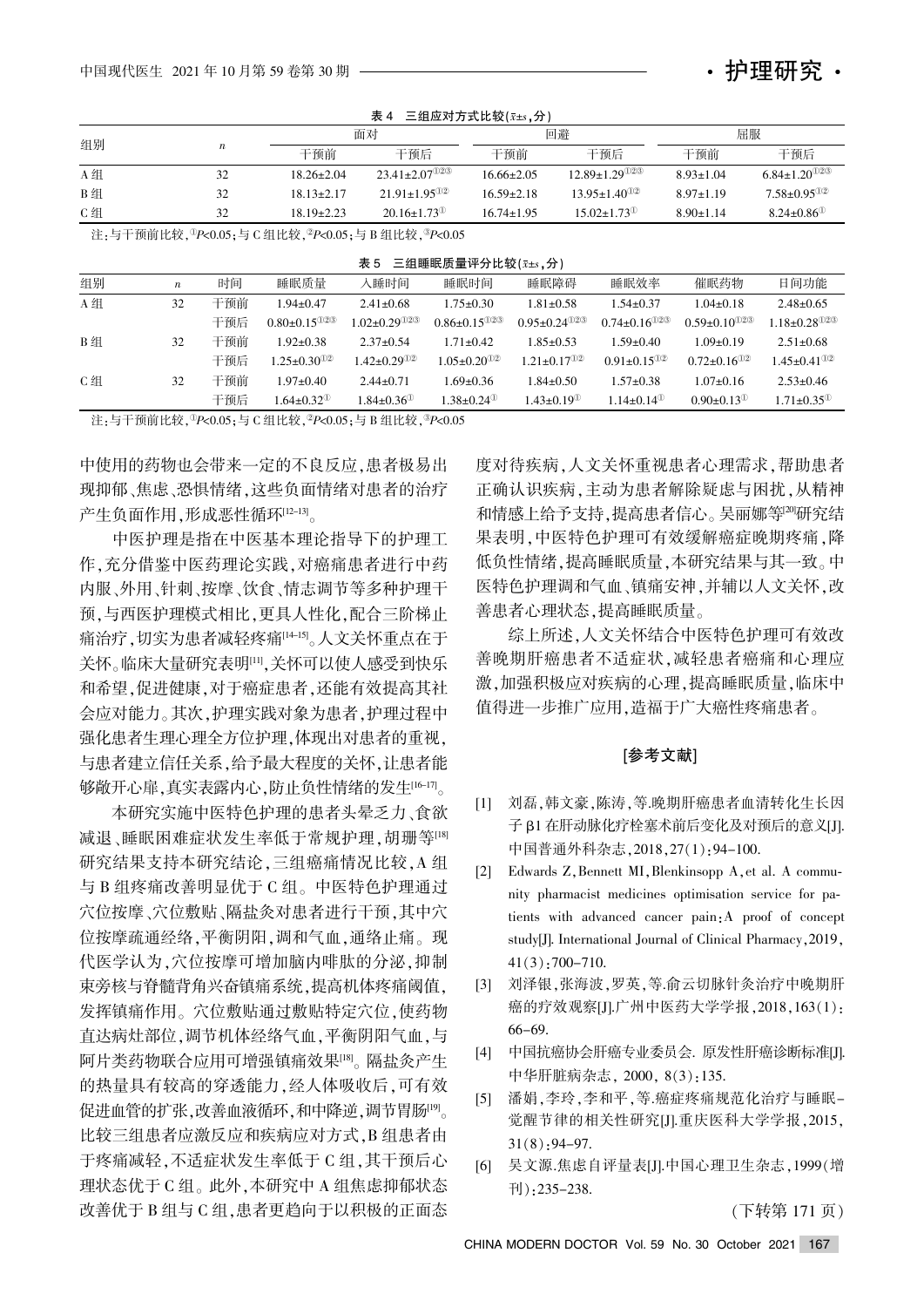表 4 三组应对方式比较($\bar{x}\pm s$,分)

| 组别 | $n$ | 面对 | | 回避 | | 屈服 | |
|---|---|---|---|---|---|---|---|
| | | 干预前 | 干预后 | 干预前 | 干预后 | 干预前 | 干预后 |
| A 组 | 32 | 18.26±2.04 | 23.41±2.07①②③ | 16.66±2.05 | 12.89±1.29①②③ | 8.93±1.04 | 6.84±1.20①②③ |
| B 组 | 32 | 18.13±2.17 | 21.91±1.95①② | 16.59±2.18 | 13.95±1.40①② | 8.97±1.19 | 7.58±0.95①② |
| C 组 | 32 | 18.19±2.23 | 20.16±1.73① | 16.74±1.95 | 15.02±1.73① | 8.90±1.14 | 8.24±0.86① |

注:与干预前比较,①$P$<0.05;与 C 组比较,②$P$<0.05;与 B 组比较,③$P$<0.05

表 5 三组睡眠质量评分比较($\bar{x}\pm s$,分)

| 组别 | $n$ | 时间 | 睡眠质量 | 入睡时间 | 睡眠时间 | 睡眠障碍 | 睡眠效率 | 催眠药物 | 日间功能 |
|---|---|---|---|---|---|---|---|---|---|
| A 组 | 32 | 干预前 | 1.94±0.47 | 2.41±0.68 | 1.75±0.30 | 1.81±0.58 | 1.54±0.37 | 1.04±0.18 | 2.48±0.65 |
| | | 干预后 | 0.80±0.15①②③ | 1.02±0.29①②③ | 0.86±0.15①②③ | 0.95±0.24①②③ | 0.74±0.16①②③ | 0.59±0.10①②③ | 1.18±0.28①②③ |
| B 组 | 32 | 干预前 | 1.92±0.38 | 2.37±0.54 | 1.71±0.42 | 1.85±0.53 | 1.59±0.40 | 1.09±0.19 | 2.51±0.68 |
| | | 干预后 | 1.25±0.30①② | 1.42±0.29①② | 1.05±0.20①② | 1.21±0.17①② | 0.91±0.15①② | 0.72±0.16①② | 1.45±0.41①② |
| C 组 | 32 | 干预前 | 1.97±0.40 | 2.44±0.71 | 1.69±0.36 | 1.84±0.50 | 1.57±0.38 | 1.07±0.16 | 2.53±0.46 |
| | | 干预后 | 1.64±0.32① | 1.84±0.36① | 1.38±0.24① | 1.43±0.19① | 1.14±0.14① | 0.90±0.13① | 1.71±0.35① |

注:与干预前比较,①$P$<0.05;与 C 组比较,②$P$<0.05;与 B 组比较,③$P$<0.05

中使用的药物也会带来一定的不良反应,患者极易出现抑郁、焦虑、恐惧情绪,这些负面情绪对患者的治疗产生负面作用,形成恶性循环[12-13]。

中医护理是指在中医基本理论指导下的护理工作,充分借鉴中医药理论实践,对癌痛患者进行中药内服、外用、针刺、按摩、饮食、情志调节等多种护理干预,与西医护理模式相比,更具人性化,配合三阶梯止痛治疗,切实为患者减轻疼痛[14-15]。人文关怀重点在于关怀。临床大量研究表明[11],关怀可以使人感受到快乐和希望,促进健康,对于癌症患者,还能有效提高其社会应对能力。其次,护理实践对象为患者,护理过程中强化患者生理心理全方位护理,体现出对患者的重视,与患者建立信任关系,给予最大程度的关怀,让患者能够敞开心扉,真实表露内心,防止负性情绪的发生[16-17]。

本研究实施中医特色护理的患者头晕乏力、食欲减退、睡眠困难症状发生率低于常规护理,胡珊等[18]研究结果支持本研究结论,三组癌痛情况比较,A 组与 B 组疼痛改善明显优于 C 组。中医特色护理通过穴位按摩、穴位敷贴、隔盐灸对患者进行干预,其中穴位按摩疏通经络,平衡阴阳,调和气血,通络止痛。现代医学认为,穴位按摩可增加脑内啡肽的分泌,抑制束旁核与脊髓背角兴奋镇痛系统,提高机体疼痛阈值,发挥镇痛作用。穴位敷贴通过敷贴特定穴位,使药物直达病灶部位,调节机体经络气血,平衡阴阳气血,与阿片类药物联合应用可增强镇痛效果[18]。隔盐灸产生的热量具有较高的穿透能力,经人体吸收后,可有效促进血管的扩张,改善血液循环,和中降逆,调节胃肠[19]。比较三组患者应激反应和疾病应对方式,B 组患者由于疼痛减轻,不适症状发生率低于 C 组,其干预后心理状态优于 C 组。此外,本研究中 A 组焦虑抑郁状态改善优于 B 组与 C 组,患者更趋向于以积极的正面态度对待疾病,人文关怀重视患者心理需求,帮助患者正确认识疾病,主动为患者解除疑虑与困扰,从精神和情感上给予支持,提高患者信心。吴丽娜等[20]研究结果表明,中医特色护理可有效缓解癌症晚期疼痛,降低负性情绪,提高睡眠质量,本研究结果与其一致。中医特色护理调和气血、镇痛安神,并辅以人文关怀,改善患者心理状态,提高睡眠质量。

综上所述,人文关怀结合中医特色护理可有效改善晚期肝癌患者不适症状,减轻患者癌痛和心理应激,加强积极应对疾病的心理,提高睡眠质量,临床中值得进一步推广应用,造福于广大癌性疼痛患者。

## [参考文献]

[1] 刘磊,韩文豪,陈涛,等.晚期肝癌患者血清转化生长因子 β1 在肝动脉化疗栓塞术前后变化及对预后的意义[J].中国普通外科杂志,2018,27(1):94-100.

[2] Edwards Z,Bennett MI,Blenkinsopp A,et al. A community pharmacist medicines optimisation service for patients with advanced cancer pain:A proof of concept study[J]. International Journal of Clinical Pharmacy,2019,41(3):700-710.

[3] 刘泽银,张海波,罗英,等.俞云切脉针灸治疗中晚期肝癌的疗效观察[J].广州中医药大学学报,2018,163(1):66-69.

[4] 中国抗癌协会肝癌专业委员会. 原发性肝癌诊断标准[J].中华肝脏病杂志, 2000, 8(3):135.

[5] 潘娟,李玲,李和平,等.癌症疼痛规范化治疗与睡眠-觉醒节律的相关性研究[J].重庆医科大学学报,2015,31(8):94-97.

[6] 吴文源.焦虑自评量表[J].中国心理卫生杂志,1999(增刊):235-238.

(下转第 171 页)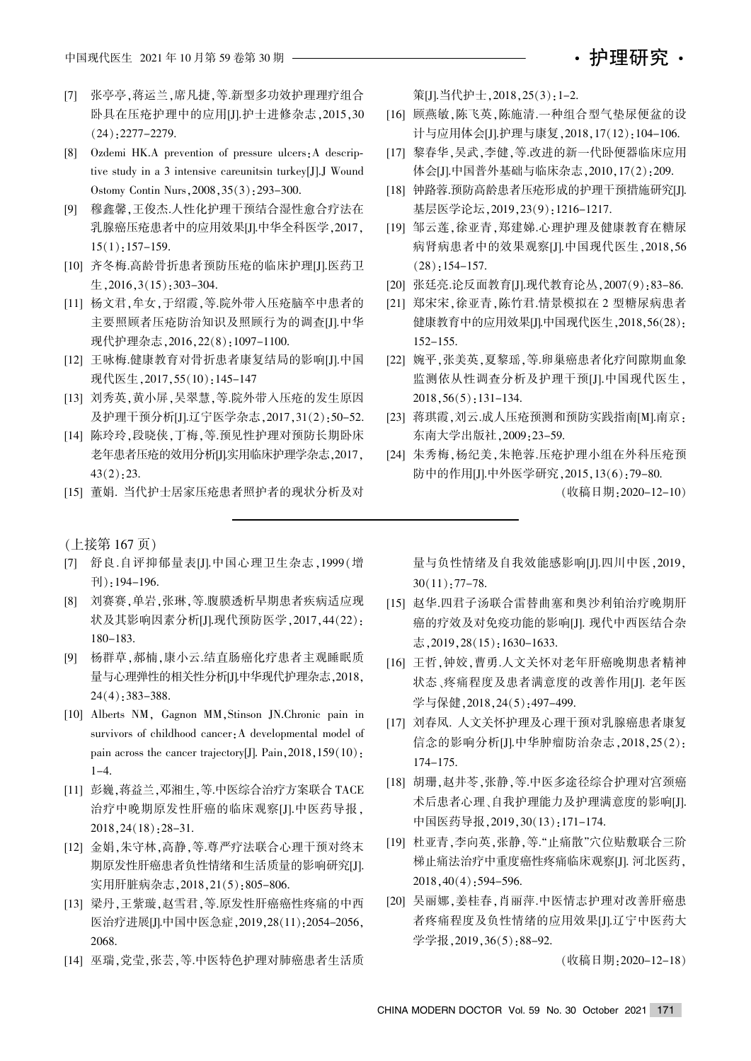[7] 张亭亭,蒋运兰,席凡捷,等.新型多功效护理理疗组合卧具在压疮护理中的应用[J].护士进修杂志,2015,30(24):2277-2279.

[8] Ozdemi HK.A prevention of pressure ulcers:A descriptive study in a 3 intensive careunitsin turkey[J].J Wound Ostomy Contin Nurs,2008,35(3):293-300.

[9] 穆鑫馨,王俊杰.人性化护理干预结合湿性愈合疗法在乳腺癌压疮患者中的应用效果[J].中华全科医学,2017,15(1):157-159.

[10] 齐冬梅.高龄骨折患者预防压疮的临床护理[J].医药卫生,2016,3(15):303-304.

[11] 杨文君,牟女,于绍霞,等.院外带入压疮脑卒中患者的主要照顾者压疮防治知识及照顾行为的调查[J].中华现代护理杂志,2016,22(8):1097-1100.

[12] 王咏梅.健康教育对骨折患者康复结局的影响[J].中国现代医生,2017,55(10):145-147

[13] 刘秀英,黄小屏,吴翠慧,等.院外带入压疮的发生原因及护理干预分析[J].辽宁医学杂志,2017,31(2):50-52.

[14] 陈玲玲,段晓侠,丁梅,等.预见性护理对预防长期卧床老年患者压疮的效用分析[J].实用临床护理学杂志,2017,43(2):23.

[15] 董娟. 当代护士居家压疮患者照护者的现状分析及对策[J].当代护士,2018,25(3):1-2.

[16] 顾燕敏,陈飞英,陈施清.一种组合型气垫尿便盆的设计与应用体会[J].护理与康复,2018,17(12):104-106.

[17] 黎春华,吴武,李健,等.改进的新一代卧便器临床应用体会[J].中国普外基础与临床杂志,2010,17(2):209.

[18] 钟路蓉.预防高龄患者压疮形成的护理干预措施研究[J].基层医学论坛,2019,23(9):1216-1217.

[19] 邹云莲,徐亚青,郑建娣.心理护理及健康教育在糖尿病肾病患者中的效果观察[J].中国现代医生,2018,56(28):154-157.

[20] 张廷亮.论反面教育[J].现代教育论丛,2007(9):83-86.

[21] 郑宋宋,徐亚青,陈竹君.情景模拟在 2 型糖尿病患者健康教育中的应用效果[J].中国现代医生,2018,56(28):152-155.

[22] 婉平,张美英,夏黎瑶,等.卵巢癌患者化疗间隙期血象监测依从性调查分析及护理干预[J].中国现代医生,2018,56(5):131-134.

[23] 蒋琪霞,刘云.成人压疮预测和预防实践指南[M].南京:东南大学出版社,2009:23-59.

[24] 朱秀梅,杨纪美,朱艳蓉.压疮护理小组在外科压疮预防中的作用[J].中外医学研究,2015,13(6):79-80.

(收稿日期:2020-12-10)

---

(上接第 167 页)

[7] 舒良.自评抑郁量表[J].中国心理卫生杂志,1999(增刊):194-196.

[8] 刘赛赛,单岩,张琳,等.腹膜透析早期患者疾病适应现状及其影响因素分析[J].现代预防医学,2017,44(22):180-183.

[9] 杨群草,郝楠,康小云.结直肠癌化疗患者主观睡眠质量与心理弹性的相关性分析[J].中华现代护理杂志,2018,24(4):383-388.

[10] Alberts NM, Gagnon MM,Stinson JN.Chronic pain in survivors of childhood cancer:A developmental model of pain across the cancer trajectory[J]. Pain,2018,159(10):1-4.

[11] 彭巍,蒋益兰,邓湘生,等.中医综合治疗方案联合 TACE 治疗中晚期原发性肝癌的临床观察[J].中医药导报,2018,24(18):28-31.

[12] 金娟,朱守林,高静,等.尊严疗法联合心理干预对终末期原发性肝癌患者负性情绪和生活质量的影响研究[J].实用肝脏病杂志,2018,21(5):805-806.

[13] 梁丹,王紫璇,赵雪君,等.原发性肝癌癌性疼痛的中西医治疗进展[J].中国中医急症,2019,28(11):2054-2056,2068.

[14] 巫瑞,党莹,张芸,等.中医特色护理对肺癌患者生活质量与负性情绪及自我效能感影响[J].四川中医,2019,30(11):77-78.

[15] 赵华.四君子汤联合雷替曲塞和奥沙利铂治疗晚期肝癌的疗效及对免疫功能的影响[J]. 现代中西医结合杂志,2019,28(15):1630-1633.

[16] 王哲,钟姣,曹勇.人文关怀对老年肝癌晚期患者精神状态、疼痛程度及患者满意度的改善作用[J]. 老年医学与保健,2018,24(5):497-499.

[17] 刘春凤. 人文关怀护理及心理干预对乳腺癌患者康复信念的影响分析[J].中华肿瘤防治杂志,2018,25(2):174-175.

[18] 胡珊,赵井苓,张静,等.中医多途径综合护理对宫颈癌术后患者心理、自我护理能力及护理满意度的影响[J].中国医药导报,2019,30(13):171-174.

[19] 杜亚青,李向英,张静,等."止痛散"穴位贴敷联合三阶梯止痛法治疗中重度癌性疼痛临床观察[J]. 河北医药,2018,40(4):594-596.

[20] 吴丽娜,姜桂春,肖丽萍.中医情志护理对改善肝癌患者疼痛程度及负性情绪的应用效果[J].辽宁中医药大学学报,2019,36(5):88-92.

(收稿日期:2020-12-18)